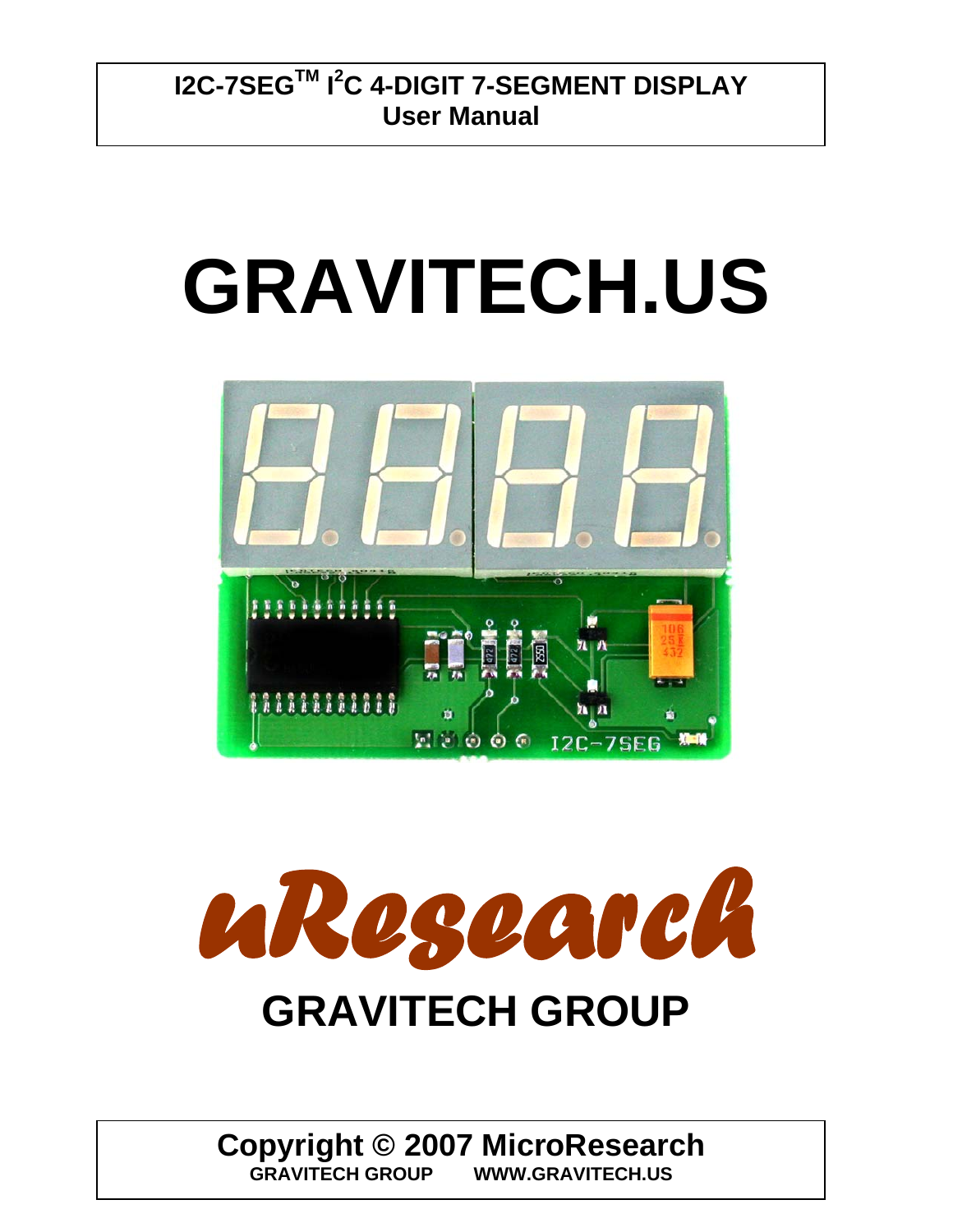# I2C-7SEG[TM] I[2]C 4-DIGIT 7-SEGMENT DISPLAY

## User Manual

# GRAVITECH.US

*uResearch*

## GRAVITECH GROUP

**Copyright © 2007 MicroResearch**

**GRAVITECH GROUP WWW.GRAVITECH.US**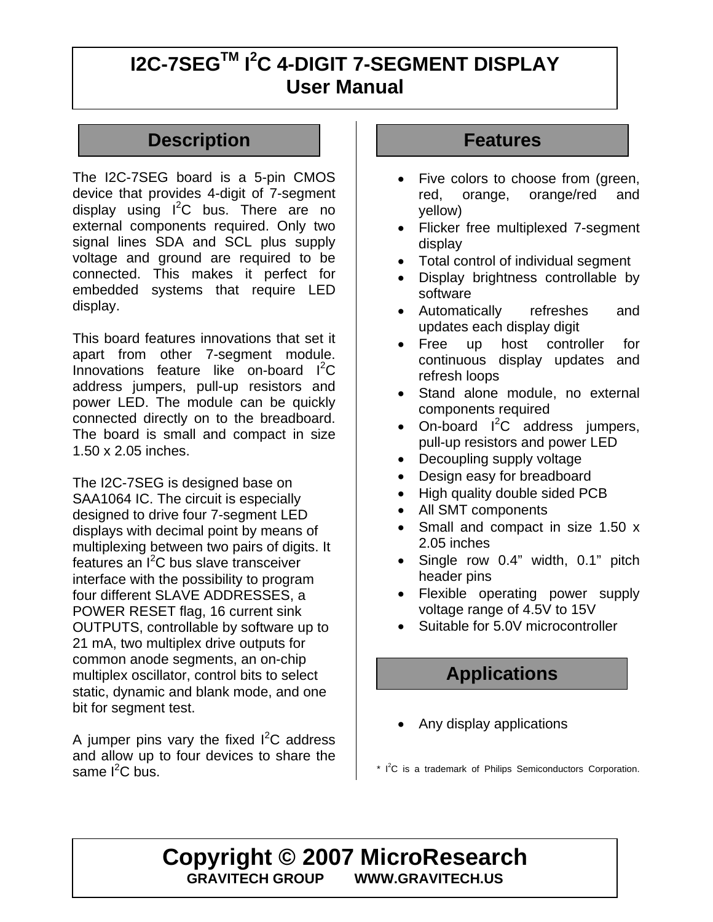# I2C-7SEG™ I²C 4-DIGIT 7-SEGMENT DISPLAY User Manual

## Description

The I2C-7SEG board is a 5-pin CMOS device that provides 4-digit of 7-segment display using I²C bus. There are no external components required. Only two signal lines SDA and SCL plus supply voltage and ground are required to be connected. This makes it perfect for embedded systems that require LED display.

This board features innovations that set it apart from other 7-segment module. Innovations feature like on-board I²C address jumpers, pull-up resistors and power LED. The module can be quickly connected directly on to the breadboard. The board is small and compact in size 1.50 x 2.05 inches.

The I2C-7SEG is designed base on SAA1064 IC. The circuit is especially designed to drive four 7-segment LED displays with decimal point by means of multiplexing between two pairs of digits. It features an I²C bus slave transceiver interface with the possibility to program four different SLAVE ADDRESSES, a POWER RESET flag, 16 current sink OUTPUTS, controllable by software up to 21 mA, two multiplex drive outputs for common anode segments, an on-chip multiplex oscillator, control bits to select static, dynamic and blank mode, and one bit for segment test.

A jumper pins vary the fixed I²C address and allow up to four devices to share the same I²C bus.

## Features

- Five colors to choose from (green, red, orange, orange/red and yellow)
- Flicker free multiplexed 7-segment display
- Total control of individual segment
- Display brightness controllable by software
- Automatically refreshes and updates each display digit
- Free up host controller for continuous display updates and refresh loops
- Stand alone module, no external components required
- On-board I²C address jumpers, pull-up resistors and power LED
- Decoupling supply voltage
- Design easy for breadboard
- High quality double sided PCB
- All SMT components
- Small and compact in size 1.50 x 2.05 inches
- Single row 0.4" width, 0.1" pitch header pins
- Flexible operating power supply voltage range of 4.5V to 15V
- Suitable for 5.0V microcontroller

## Applications

- Any display applications

\* I²C is a trademark of Philips Semiconductors Corporation.

**Copyright © 2007 MicroResearch**
**GRAVITECH GROUP WWW.GRAVITECH.US**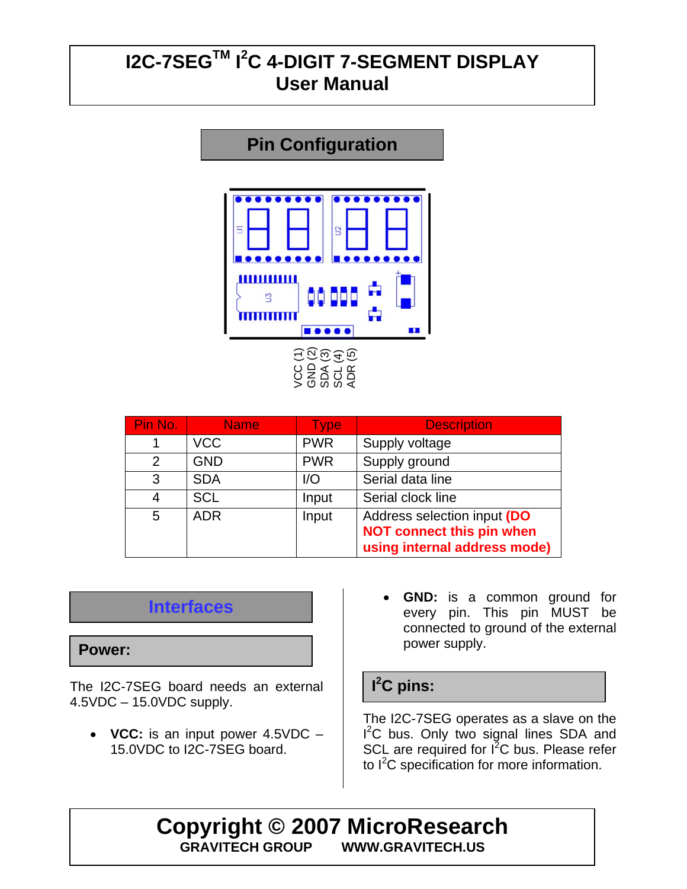# I2C-7SEG™ $I^2C$ 4-DIGIT 7-SEGMENT DISPLAY User Manual

## Pin Configuration

VCC (1) GND (2) SDA (3) SCL (4) ADR (5)

| Pin No. | Name | Type | Description |
|---|---|---|---|
| 1 | VCC | PWR | Supply voltage |
| 2 | GND | PWR | Supply ground |
| 3 | SDA | I/O | Serial data line |
| 4 | SCL | Input | Serial clock line |
| 5 | ADR | Input | Address selection input **(DO NOT connect this pin when using internal address mode)** |

## Interfaces

### Power:

The I2C-7SEG board needs an external 4.5VDC – 15.0VDC supply.

- **VCC:** is an input power 4.5VDC – 15.0VDC to I2C-7SEG board.
- **GND:** is a common ground for every pin. This pin MUST be connected to ground of the external power supply.

### $I^2C$ pins:

The I2C-7SEG operates as a slave on the $I^2C$ bus. Only two signal lines SDA and SCL are required for $I^2C$ bus. Please refer to $I^2C$ specification for more information.

**Copyright © 2007 MicroResearch**
**GRAVITECH GROUP WWW.GRAVITECH.US**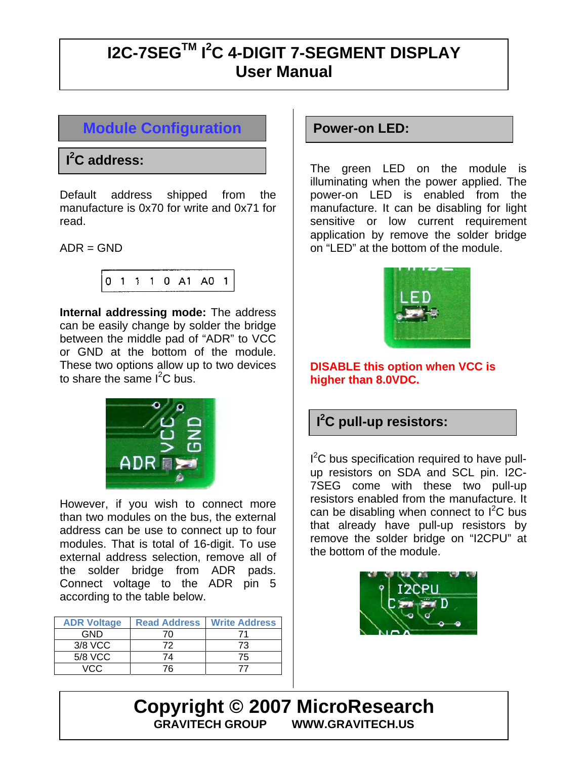# I2C-7SEG™ I²C 4-DIGIT 7-SEGMENT DISPLAY User Manual

## Module Configuration

### I²C address:

Default address shipped from the manufacture is 0x70 for write and 0x71 for read.

ADR = GND

| 0 | 1 | 1 | 1 | 0 | A1 | A0 | 1 |
|---|---|---|---|---|---|---|---|

**Internal addressing mode:** The address can be easily change by solder the bridge between the middle pad of "ADR" to VCC or GND at the bottom of the module. These two options allow up to two devices to share the same I²C bus.

However, if you wish to connect more than two modules on the bus, the external address can be use to connect up to four modules. That is total of 16-digit. To use external address selection, remove all of the solder bridge from ADR pads. Connect voltage to the ADR pin 5 according to the table below.

| ADR Voltage | Read Address | Write Address |
|---|---|---|
| GND | 70 | 71 |
| 3/8 VCC | 72 | 73 |
| 5/8 VCC | 74 | 75 |
| VCC | 76 | 77 |

### Power-on LED:

The green LED on the module is illuminating when the power applied. The power-on LED is enabled from the manufacture. It can be disabling for light sensitive or low current requirement application by remove the solder bridge on "LED" at the bottom of the module.

**DISABLE this option when VCC is higher than 8.0VDC.**

### I²C pull-up resistors:

I²C bus specification required to have pull-up resistors on SDA and SCL pin. I2C-7SEG come with these two pull-up resistors enabled from the manufacture. It can be disabling when connect to I²C bus that already have pull-up resistors by remove the solder bridge on "I2CPU" at the bottom of the module.

**Copyright © 2007 MicroResearch**
**GRAVITECH GROUP WWW.GRAVITECH.US**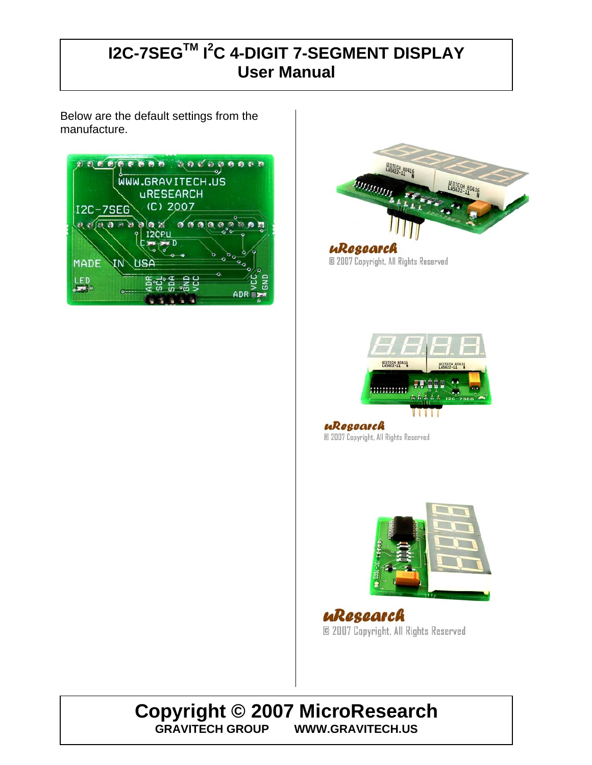# I2C-7SEG™ I²C 4-DIGIT 7-SEGMENT DISPLAY
## User Manual

Below are the default settings from the manufacture.

# Copyright © 2007 MicroResearch

**GRAVITECH GROUP WWW.GRAVITECH.US**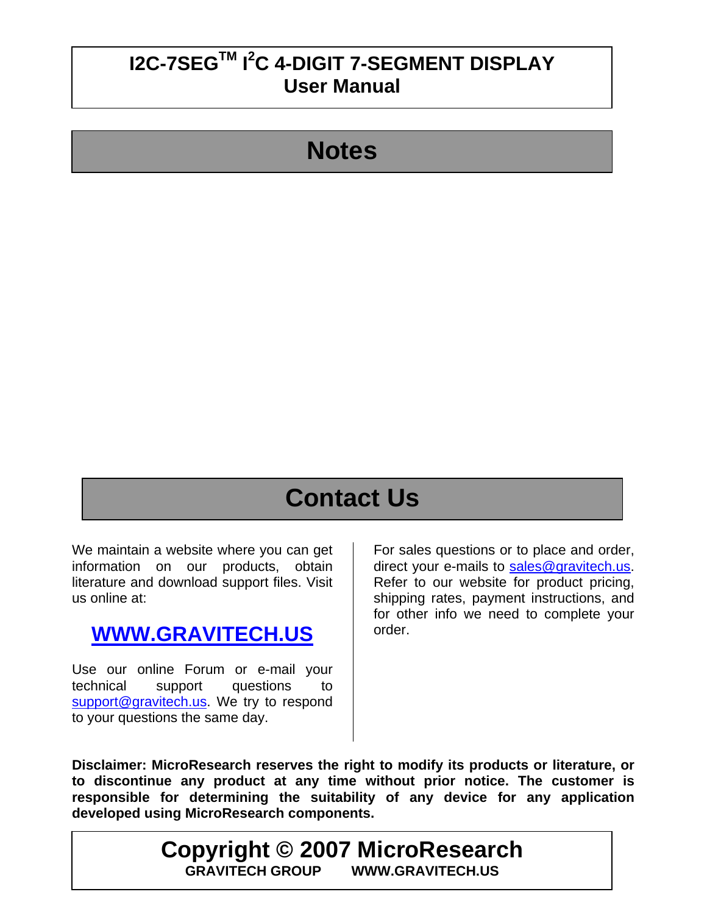# I2C-7SEG™ I²C 4-DIGIT 7-SEGMENT DISPLAY User Manual

## Notes

## Contact Us

We maintain a website where you can get information on our products, obtain literature and download support files. Visit us online at:

**WWW.GRAVITECH.US**

Use our online Forum or e-mail your technical support questions to support@gravitech.us. We try to respond to your questions the same day.

For sales questions or to place and order, direct your e-mails to sales@gravitech.us. Refer to our website for product pricing, shipping rates, payment instructions, and for other info we need to complete your order.

**Disclaimer: MicroResearch reserves the right to modify its products or literature, or to discontinue any product at any time without prior notice. The customer is responsible for determining the suitability of any device for any application developed using MicroResearch components.**

**Copyright © 2007 MicroResearch**
**GRAVITECH GROUP WWW.GRAVITECH.US**